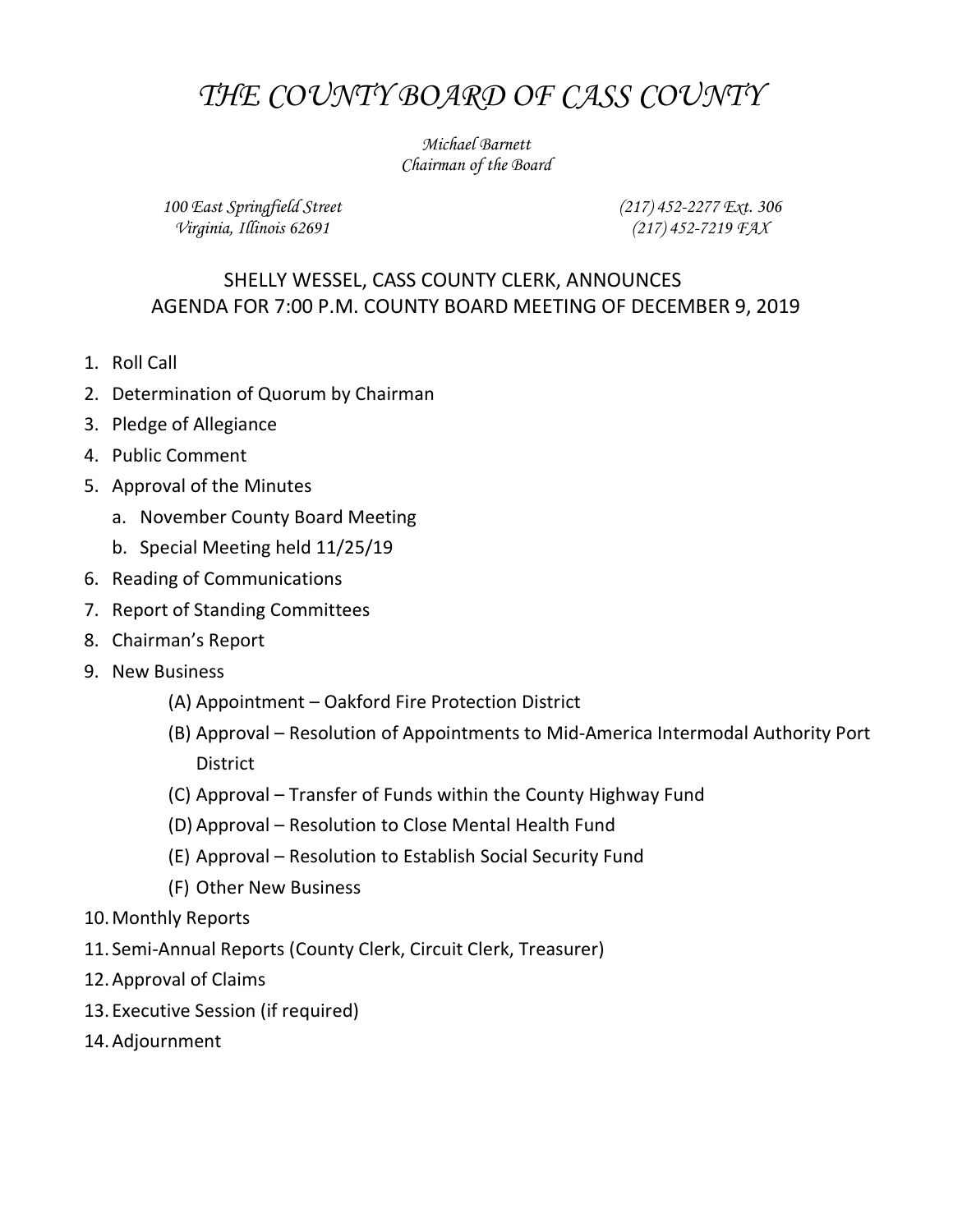# *THE COUNTY BOARD OF CASS COUNTY*

*Michael Barnett*
*Chairman of the Board*

*100 East Springfield Street*
*Virginia, Illinois 62691*

*(217) 452-2277 Ext. 306*
*(217) 452-7219 FAX*

## SHELLY WESSEL, CASS COUNTY CLERK, ANNOUNCES AGENDA FOR 7:00 P.M. COUNTY BOARD MEETING OF DECEMBER 9, 2019

1. Roll Call
2. Determination of Quorum by Chairman
3. Pledge of Allegiance
4. Public Comment
5. Approval of the Minutes
   a. November County Board Meeting
   b. Special Meeting held 11/25/19
6. Reading of Communications
7. Report of Standing Committees
8. Chairman's Report
9. New Business
   (A) Appointment – Oakford Fire Protection District
   (B) Approval – Resolution of Appointments to Mid-America Intermodal Authority Port District
   (C) Approval – Transfer of Funds within the County Highway Fund
   (D) Approval – Resolution to Close Mental Health Fund
   (E) Approval – Resolution to Establish Social Security Fund
   (F) Other New Business
10. Monthly Reports
11. Semi-Annual Reports (County Clerk, Circuit Clerk, Treasurer)
12. Approval of Claims
13. Executive Session (if required)
14. Adjournment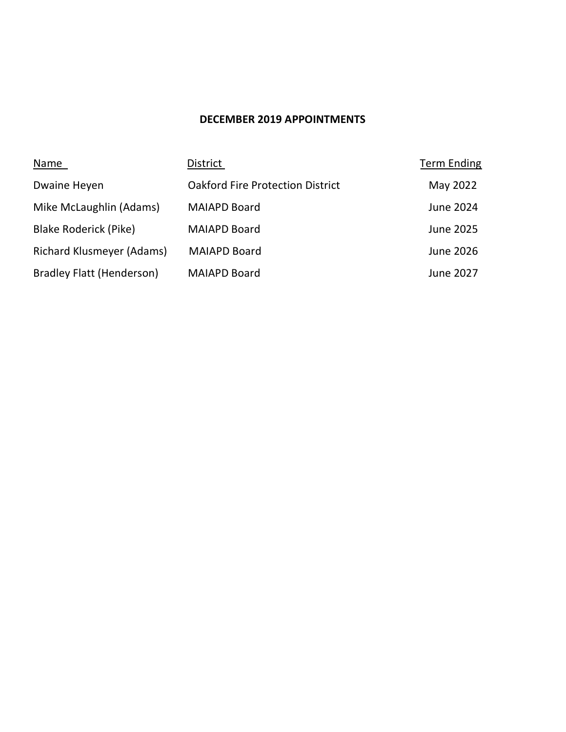**DECEMBER 2019 APPOINTMENTS**

| Name | District | Term Ending |
| --- | --- | --- |
| Dwaine Heyen | Oakford Fire Protection District | May 2022 |
| Mike McLaughlin (Adams) | MAIAPD Board | June 2024 |
| Blake Roderick (Pike) | MAIAPD Board | June 2025 |
| Richard Klusmeyer (Adams) | MAIAPD Board | June 2026 |
| Bradley Flatt (Henderson) | MAIAPD Board | June 2027 |